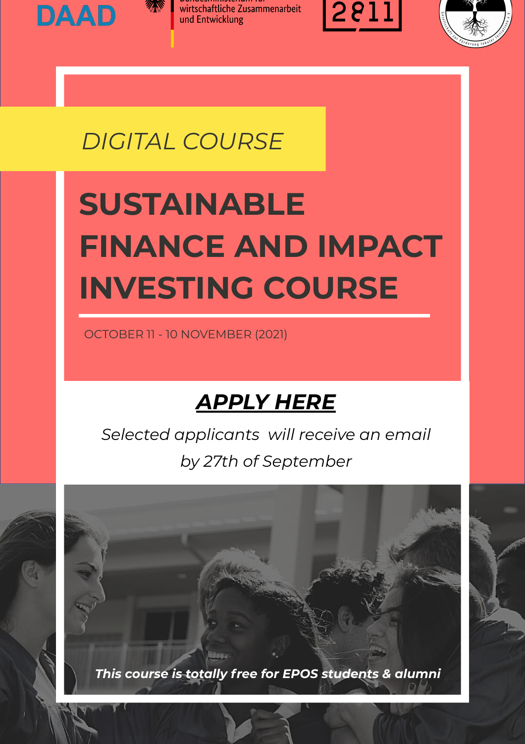DAAD

wirtschaftliche Zusammenarbeit und Entwicklung

*DIGITAL COURSE*

# SUSTAINABLE FINANCE AND IMPACT INVESTING COURSE

OCTOBER 11 - 10 NOVEMBER (2021)

## ***APPLY HERE***

*Selected applicants will receive an email by 27th of September*

***This course is totally free for EPOS students & alumni***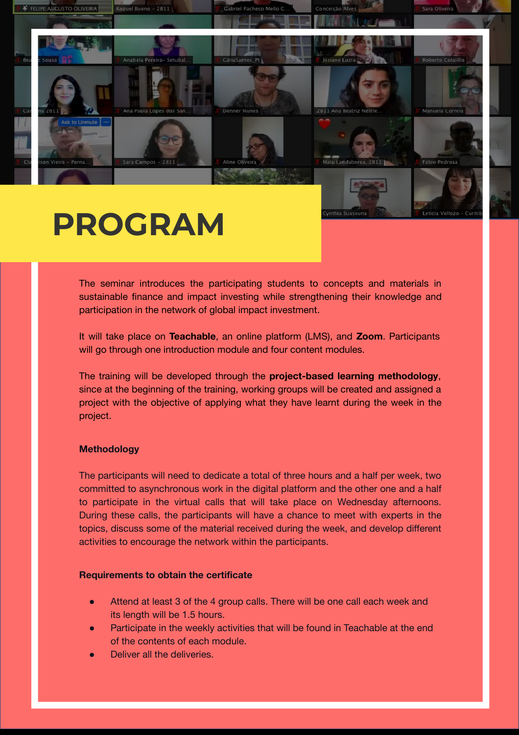# PROGRAM

The seminar introduces the participating students to concepts and materials in sustainable finance and impact investing while strengthening their knowledge and participation in the network of global impact investment.

It will take place on **Teachable**, an online platform (LMS), and **Zoom**. Participants will go through one introduction module and four content modules.

The training will be developed through the **project-based learning methodology**, since at the beginning of the training, working groups will be created and assigned a project with the objective of applying what they have learnt during the week in the project.

### Methodology

The participants will need to dedicate a total of three hours and a half per week, two committed to asynchronous work in the digital platform and the other one and a half to participate in the virtual calls that will take place on Wednesday afternoons. During these calls, the participants will have a chance to meet with experts in the topics, discuss some of the material received during the week, and develop different activities to encourage the network within the participants.

### Requirements to obtain the certificate

- Attend at least 3 of the 4 group calls. There will be one call each week and its length will be 1.5 hours.
- Participate in the weekly activities that will be found in Teachable at the end of the contents of each module.
- Deliver all the deliveries.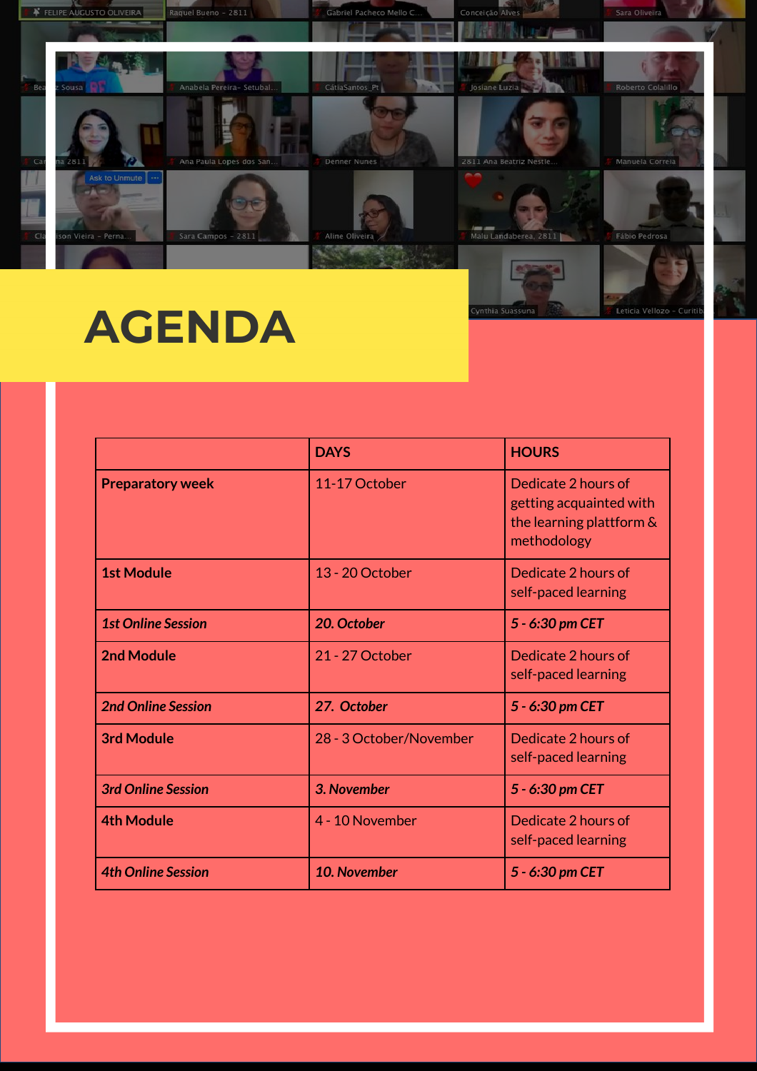# AGENDA

| | DAYS | HOURS |
|---|---|---|
| **Preparatory week** | 11-17 October | Dedicate 2 hours of getting acquainted with the learning plattform & methodology |
| **1st Module** | 13 - 20 October | Dedicate 2 hours of self-paced learning |
| ***1st Online Session*** | ***20. October*** | ***5 - 6:30 pm CET*** |
| **2nd Module** | 21 - 27 October | Dedicate 2 hours of self-paced learning |
| ***2nd Online Session*** | ***27. October*** | ***5 - 6:30 pm CET*** |
| **3rd Module** | 28 - 3 October/November | Dedicate 2 hours of self-paced learning |
| ***3rd Online Session*** | ***3. November*** | ***5 - 6:30 pm CET*** |
| **4th Module** | 4 - 10 November | Dedicate 2 hours of self-paced learning |
| ***4th Online Session*** | ***10. November*** | ***5 - 6:30 pm CET*** |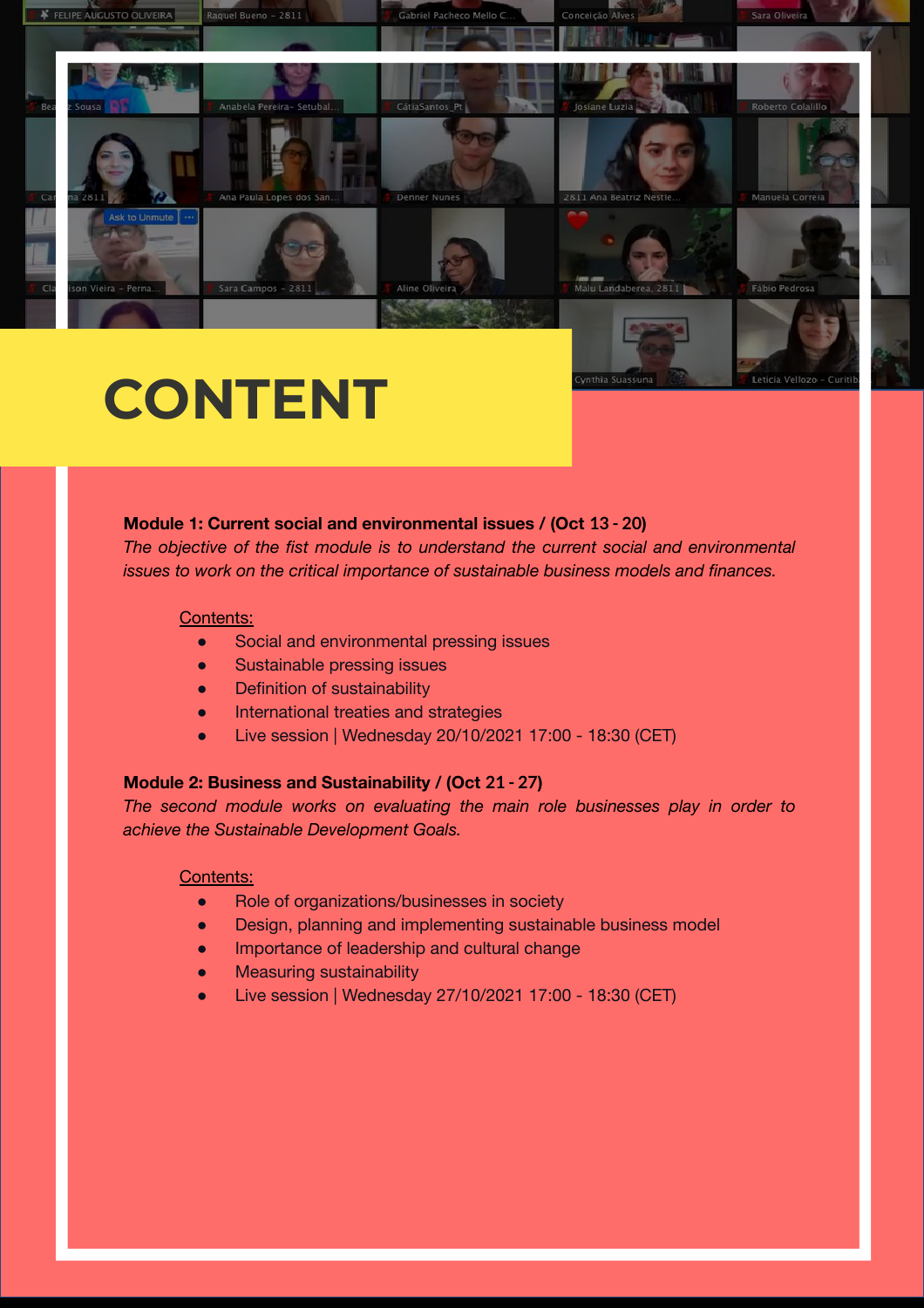# CONTENT

**Module 1: Current social and environmental issues / (Oct 13 - 20)**

*The objective of the fist module is to understand the current social and environmental issues to work on the critical importance of sustainable business models and finances.*

Contents:

- Social and environmental pressing issues
- Sustainable pressing issues
- Definition of sustainability
- International treaties and strategies
- Live session | Wednesday 20/10/2021 17:00 - 18:30 (CET)

**Module 2: Business and Sustainability / (Oct 21 - 27)**

*The second module works on evaluating the main role businesses play in order to achieve the Sustainable Development Goals.*

Contents:

- Role of organizations/businesses in society
- Design, planning and implementing sustainable business model
- Importance of leadership and cultural change
- Measuring sustainability
- Live session | Wednesday 27/10/2021 17:00 - 18:30 (CET)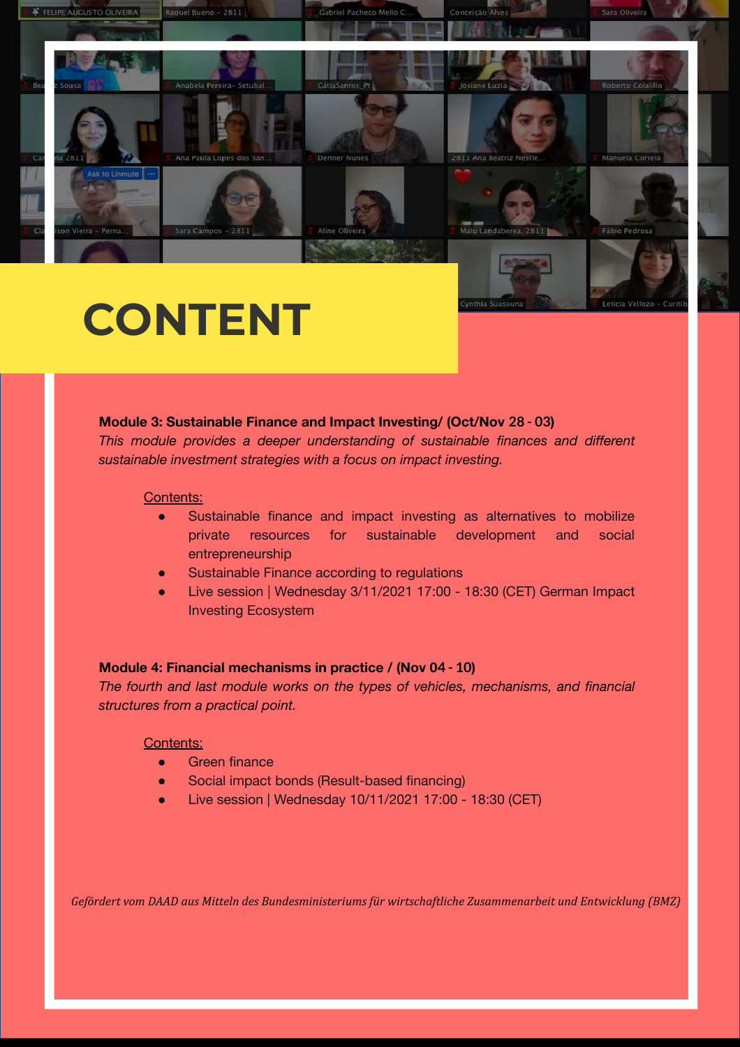# CONTENT

**Module 3: Sustainable Finance and Impact Investing/ (Oct/Nov 28 - 03)**

*This module provides a deeper understanding of sustainable finances and different sustainable investment strategies with a focus on impact investing.*

Contents:

- Sustainable finance and impact investing as alternatives to mobilize private resources for sustainable development and social entrepreneurship
- Sustainable Finance according to regulations
- Live session | Wednesday 3/11/2021 17:00 - 18:30 (CET) German Impact Investing Ecosystem

**Module 4: Financial mechanisms in practice / (Nov 04 - 10)**

*The fourth and last module works on the types of vehicles, mechanisms, and financial structures from a practical point.*

Contents:

- Green finance
- Social impact bonds (Result-based financing)
- Live session | Wednesday 10/11/2021 17:00 - 18:30 (CET)

*Gefördert vom DAAD aus Mitteln des Bundesministeriums für wirtschaftliche Zusammenarbeit und Entwicklung (BMZ)*